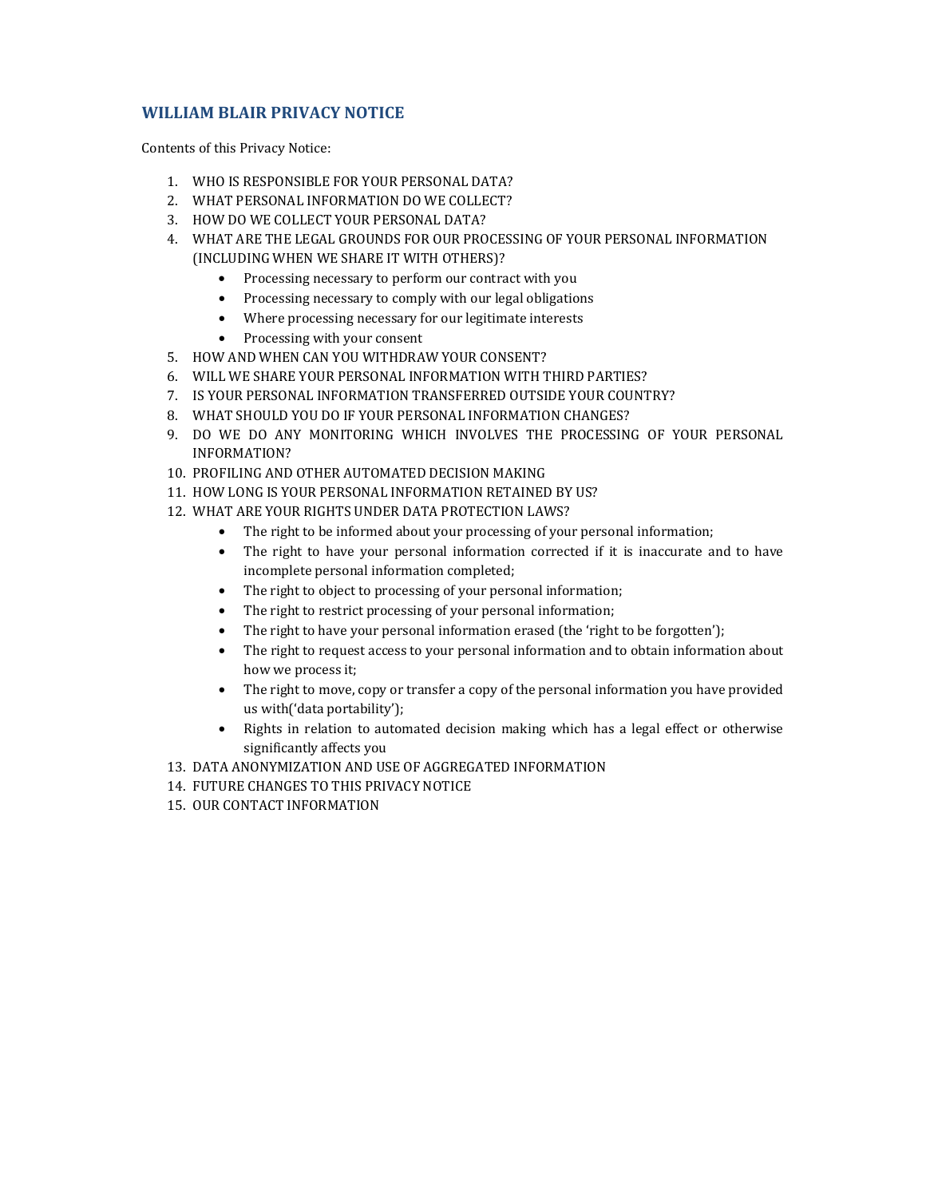# WILLIAM BLAIR PRIVACY NOTICE

Contents of this Privacy Notice:

1. WHO IS RESPONSIBLE FOR YOUR PERSONAL DATA?
2. WHAT PERSONAL INFORMATION DO WE COLLECT?
3. HOW DO WE COLLECT YOUR PERSONAL DATA?
4. WHAT ARE THE LEGAL GROUNDS FOR OUR PROCESSING OF YOUR PERSONAL INFORMATION (INCLUDING WHEN WE SHARE IT WITH OTHERS)?
   - Processing necessary to perform our contract with you
   - Processing necessary to comply with our legal obligations
   - Where processing necessary for our legitimate interests
   - Processing with your consent
5. HOW AND WHEN CAN YOU WITHDRAW YOUR CONSENT?
6. WILL WE SHARE YOUR PERSONAL INFORMATION WITH THIRD PARTIES?
7. IS YOUR PERSONAL INFORMATION TRANSFERRED OUTSIDE YOUR COUNTRY?
8. WHAT SHOULD YOU DO IF YOUR PERSONAL INFORMATION CHANGES?
9. DO WE DO ANY MONITORING WHICH INVOLVES THE PROCESSING OF YOUR PERSONAL INFORMATION?
10. PROFILING AND OTHER AUTOMATED DECISION MAKING
11. HOW LONG IS YOUR PERSONAL INFORMATION RETAINED BY US?
12. WHAT ARE YOUR RIGHTS UNDER DATA PROTECTION LAWS?
    - The right to be informed about your processing of your personal information;
    - The right to have your personal information corrected if it is inaccurate and to have incomplete personal information completed;
    - The right to object to processing of your personal information;
    - The right to restrict processing of your personal information;
    - The right to have your personal information erased (the 'right to be forgotten');
    - The right to request access to your personal information and to obtain information about how we process it;
    - The right to move, copy or transfer a copy of the personal information you have provided us with('data portability');
    - Rights in relation to automated decision making which has a legal effect or otherwise significantly affects you
13. DATA ANONYMIZATION AND USE OF AGGREGATED INFORMATION
14. FUTURE CHANGES TO THIS PRIVACY NOTICE
15. OUR CONTACT INFORMATION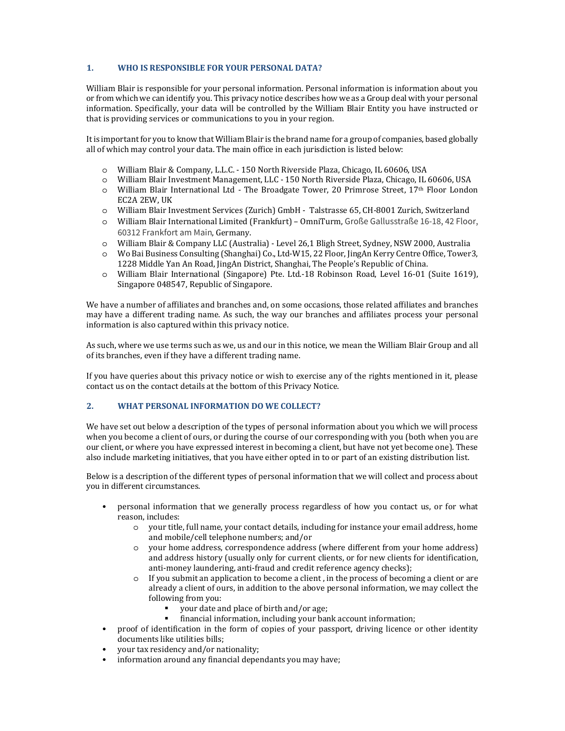## 1. WHO IS RESPONSIBLE FOR YOUR PERSONAL DATA?

William Blair is responsible for your personal information. Personal information is information about you or from which we can identify you. This privacy notice describes how we as a Group deal with your personal information. Specifically, your data will be controlled by the William Blair Entity you have instructed or that is providing services or communications to you in your region.

It is important for you to know that William Blair is the brand name for a group of companies, based globally all of which may control your data. The main office in each jurisdiction is listed below:

- William Blair & Company, L.L.C. - 150 North Riverside Plaza, Chicago, IL 60606, USA
- William Blair Investment Management, LLC - 150 North Riverside Plaza, Chicago, IL 60606, USA
- William Blair International Ltd - The Broadgate Tower, 20 Primrose Street, 17th Floor London EC2A 2EW, UK
- William Blair Investment Services (Zurich) GmbH - Talstrasse 65, CH-8001 Zurich, Switzerland
- William Blair International Limited (Frankfurt) – OmniTurm, Große Gallusstraße 16-18, 42 Floor, 60312 Frankfort am Main, Germany.
- William Blair & Company LLC (Australia) - Level 26,1 Bligh Street, Sydney, NSW 2000, Australia
- Wo Bai Business Consulting (Shanghai) Co., Ltd-W15, 22 Floor, JingAn Kerry Centre Office, Tower3, 1228 Middle Yan An Road, JingAn District, Shanghai, The People's Republic of China.
- William Blair International (Singapore) Pte. Ltd.-18 Robinson Road, Level 16-01 (Suite 1619), Singapore 048547, Republic of Singapore.

We have a number of affiliates and branches and, on some occasions, those related affiliates and branches may have a different trading name. As such, the way our branches and affiliates process your personal information is also captured within this privacy notice.

As such, where we use terms such as we, us and our in this notice, we mean the William Blair Group and all of its branches, even if they have a different trading name.

If you have queries about this privacy notice or wish to exercise any of the rights mentioned in it, please contact us on the contact details at the bottom of this Privacy Notice.

## 2. WHAT PERSONAL INFORMATION DO WE COLLECT?

We have set out below a description of the types of personal information about you which we will process when you become a client of ours, or during the course of our corresponding with you (both when you are our client, or where you have expressed interest in becoming a client, but have not yet become one). These also include marketing initiatives, that you have either opted in to or part of an existing distribution list.

Below is a description of the different types of personal information that we will collect and process about you in different circumstances.

- personal information that we generally process regardless of how you contact us, or for what reason, includes:
  - your title, full name, your contact details, including for instance your email address, home and mobile/cell telephone numbers; and/or
  - your home address, correspondence address (where different from your home address) and address history (usually only for current clients, or for new clients for identification, anti-money laundering, anti-fraud and credit reference agency checks);
  - If you submit an application to become a client , in the process of becoming a client or are already a client of ours, in addition to the above personal information, we may collect the following from you:
    - your date and place of birth and/or age;
    - financial information, including your bank account information;
- proof of identification in the form of copies of your passport, driving licence or other identity documents like utilities bills;
- your tax residency and/or nationality;
- information around any financial dependants you may have;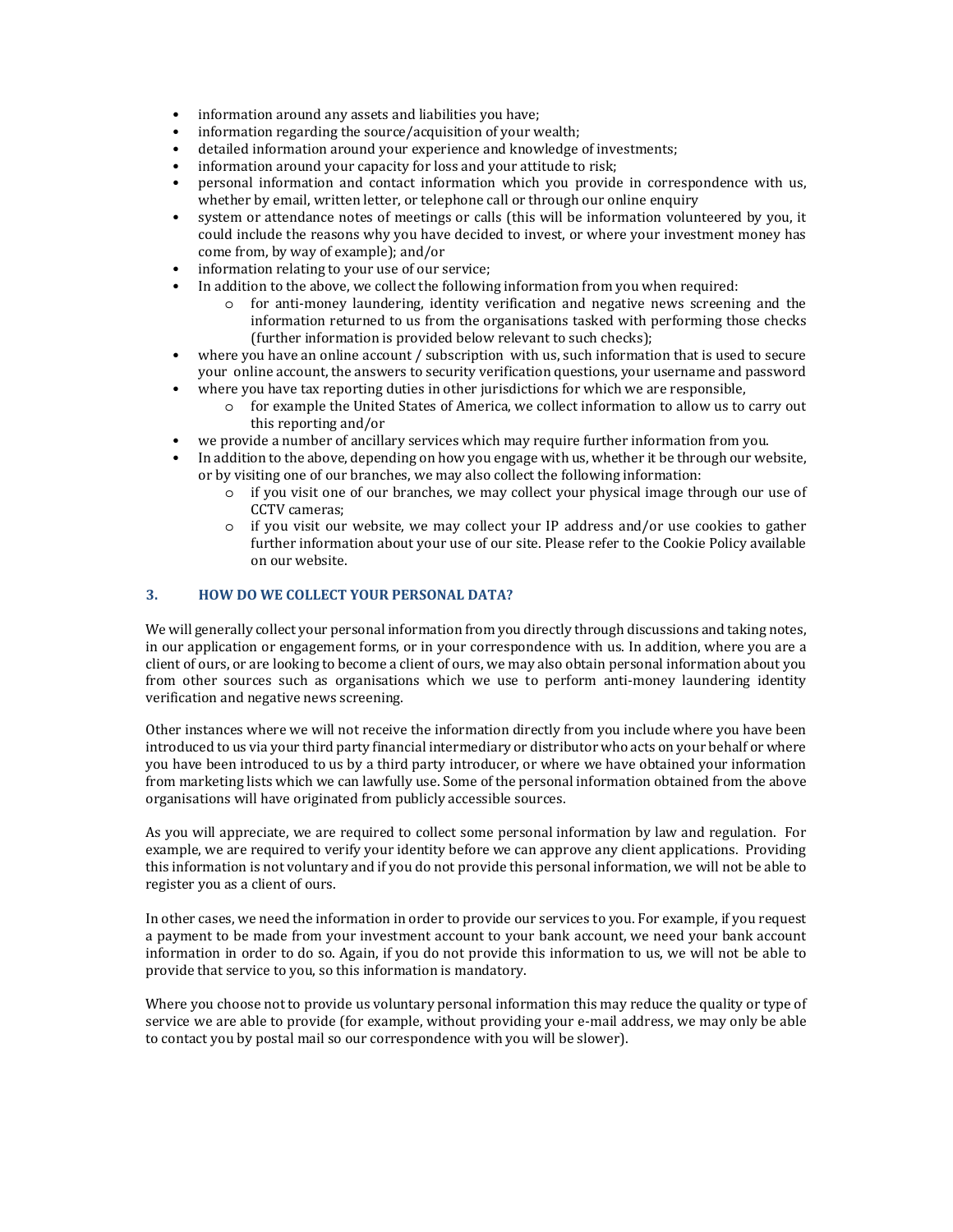- information around any assets and liabilities you have;
- information regarding the source/acquisition of your wealth;
- detailed information around your experience and knowledge of investments;
- information around your capacity for loss and your attitude to risk;
- personal information and contact information which you provide in correspondence with us, whether by email, written letter, or telephone call or through our online enquiry
- system or attendance notes of meetings or calls (this will be information volunteered by you, it could include the reasons why you have decided to invest, or where your investment money has come from, by way of example); and/or
- information relating to your use of our service;
- In addition to the above, we collect the following information from you when required:
    - for anti-money laundering, identity verification and negative news screening and the information returned to us from the organisations tasked with performing those checks (further information is provided below relevant to such checks);
- where you have an online account / subscription with us, such information that is used to secure your online account, the answers to security verification questions, your username and password
- where you have tax reporting duties in other jurisdictions for which we are responsible,
    - for example the United States of America, we collect information to allow us to carry out this reporting and/or
- we provide a number of ancillary services which may require further information from you.
- In addition to the above, depending on how you engage with us, whether it be through our website, or by visiting one of our branches, we may also collect the following information:
    - if you visit one of our branches, we may collect your physical image through our use of CCTV cameras;
    - if you visit our website, we may collect your IP address and/or use cookies to gather further information about your use of our site. Please refer to the Cookie Policy available on our website.

## 3. HOW DO WE COLLECT YOUR PERSONAL DATA?

We will generally collect your personal information from you directly through discussions and taking notes, in our application or engagement forms, or in your correspondence with us. In addition, where you are a client of ours, or are looking to become a client of ours, we may also obtain personal information about you from other sources such as organisations which we use to perform anti-money laundering identity verification and negative news screening.

Other instances where we will not receive the information directly from you include where you have been introduced to us via your third party financial intermediary or distributor who acts on your behalf or where you have been introduced to us by a third party introducer, or where we have obtained your information from marketing lists which we can lawfully use. Some of the personal information obtained from the above organisations will have originated from publicly accessible sources.

As you will appreciate, we are required to collect some personal information by law and regulation. For example, we are required to verify your identity before we can approve any client applications. Providing this information is not voluntary and if you do not provide this personal information, we will not be able to register you as a client of ours.

In other cases, we need the information in order to provide our services to you. For example, if you request a payment to be made from your investment account to your bank account, we need your bank account information in order to do so. Again, if you do not provide this information to us, we will not be able to provide that service to you, so this information is mandatory.

Where you choose not to provide us voluntary personal information this may reduce the quality or type of service we are able to provide (for example, without providing your e-mail address, we may only be able to contact you by postal mail so our correspondence with you will be slower).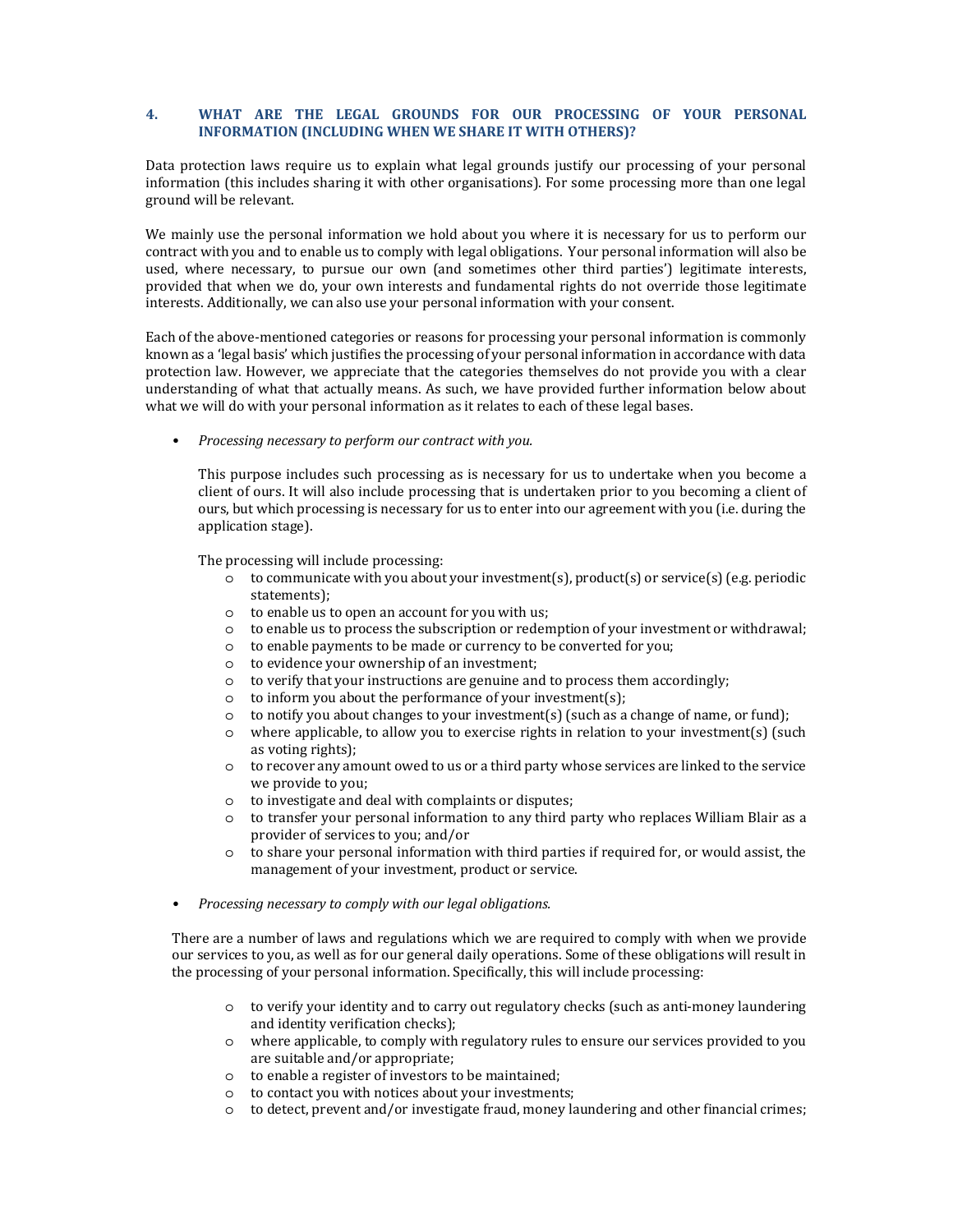## 4. WHAT ARE THE LEGAL GROUNDS FOR OUR PROCESSING OF YOUR PERSONAL INFORMATION (INCLUDING WHEN WE SHARE IT WITH OTHERS)?

Data protection laws require us to explain what legal grounds justify our processing of your personal information (this includes sharing it with other organisations). For some processing more than one legal ground will be relevant.

We mainly use the personal information we hold about you where it is necessary for us to perform our contract with you and to enable us to comply with legal obligations. Your personal information will also be used, where necessary, to pursue our own (and sometimes other third parties') legitimate interests, provided that when we do, your own interests and fundamental rights do not override those legitimate interests. Additionally, we can also use your personal information with your consent.

Each of the above-mentioned categories or reasons for processing your personal information is commonly known as a 'legal basis' which justifies the processing of your personal information in accordance with data protection law. However, we appreciate that the categories themselves do not provide you with a clear understanding of what that actually means. As such, we have provided further information below about what we will do with your personal information as it relates to each of these legal bases.

- *Processing necessary to perform our contract with you.*

  This purpose includes such processing as is necessary for us to undertake when you become a client of ours. It will also include processing that is undertaken prior to you becoming a client of ours, but which processing is necessary for us to enter into our agreement with you (i.e. during the application stage).

  The processing will include processing:
  - to communicate with you about your investment(s), product(s) or service(s) (e.g. periodic statements);
  - to enable us to open an account for you with us;
  - to enable us to process the subscription or redemption of your investment or withdrawal;
  - to enable payments to be made or currency to be converted for you;
  - to evidence your ownership of an investment;
  - to verify that your instructions are genuine and to process them accordingly;
  - to inform you about the performance of your investment(s);
  - to notify you about changes to your investment(s) (such as a change of name, or fund);
  - where applicable, to allow you to exercise rights in relation to your investment(s) (such as voting rights);
  - to recover any amount owed to us or a third party whose services are linked to the service we provide to you;
  - to investigate and deal with complaints or disputes;
  - to transfer your personal information to any third party who replaces William Blair as a provider of services to you; and/or
  - to share your personal information with third parties if required for, or would assist, the management of your investment, product or service.

- *Processing necessary to comply with our legal obligations.*

  There are a number of laws and regulations which we are required to comply with when we provide our services to you, as well as for our general daily operations. Some of these obligations will result in the processing of your personal information. Specifically, this will include processing:
  - to verify your identity and to carry out regulatory checks (such as anti-money laundering and identity verification checks);
  - where applicable, to comply with regulatory rules to ensure our services provided to you are suitable and/or appropriate;
  - to enable a register of investors to be maintained;
  - to contact you with notices about your investments;
  - to detect, prevent and/or investigate fraud, money laundering and other financial crimes;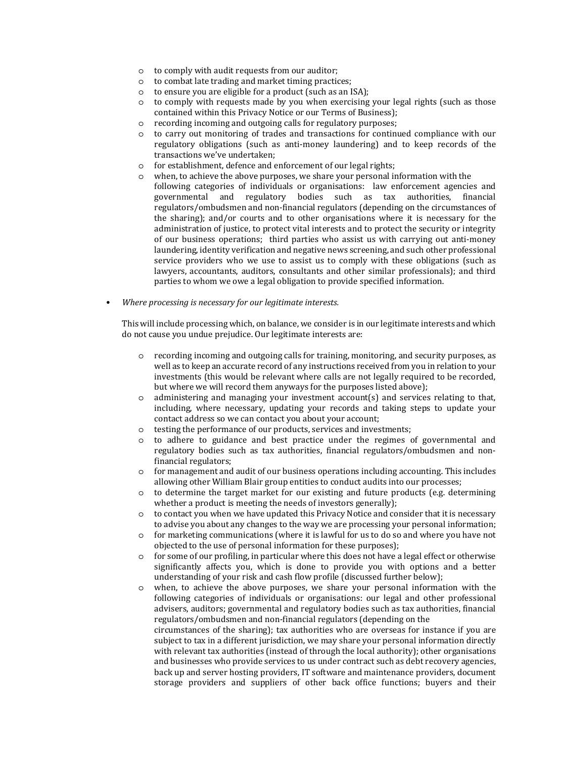- to comply with audit requests from our auditor;
- to combat late trading and market timing practices;
- to ensure you are eligible for a product (such as an ISA);
- to comply with requests made by you when exercising your legal rights (such as those contained within this Privacy Notice or our Terms of Business);
- recording incoming and outgoing calls for regulatory purposes;
- to carry out monitoring of trades and transactions for continued compliance with our regulatory obligations (such as anti-money laundering) and to keep records of the transactions we've undertaken;
- for establishment, defence and enforcement of our legal rights;
- when, to achieve the above purposes, we share your personal information with the following categories of individuals or organisations: law enforcement agencies and governmental and regulatory bodies such as tax authorities, financial regulators/ombudsmen and non-financial regulators (depending on the circumstances of the sharing); and/or courts and to other organisations where it is necessary for the administration of justice, to protect vital interests and to protect the security or integrity of our business operations; third parties who assist us with carrying out anti-money laundering, identity verification and negative news screening, and such other professional service providers who we use to assist us to comply with these obligations (such as lawyers, accountants, auditors, consultants and other similar professionals); and third parties to whom we owe a legal obligation to provide specified information.

- *Where processing is necessary for our legitimate interests.*

  This will include processing which, on balance, we consider is in our legitimate interests and which do not cause you undue prejudice. Our legitimate interests are:

  - recording incoming and outgoing calls for training, monitoring, and security purposes, as well as to keep an accurate record of any instructions received from you in relation to your investments (this would be relevant where calls are not legally required to be recorded, but where we will record them anyways for the purposes listed above);
  - administering and managing your investment account(s) and services relating to that, including, where necessary, updating your records and taking steps to update your contact address so we can contact you about your account;
  - testing the performance of our products, services and investments;
  - to adhere to guidance and best practice under the regimes of governmental and regulatory bodies such as tax authorities, financial regulators/ombudsmen and non-financial regulators;
  - for management and audit of our business operations including accounting. This includes allowing other William Blair group entities to conduct audits into our processes;
  - to determine the target market for our existing and future products (e.g. determining whether a product is meeting the needs of investors generally);
  - to contact you when we have updated this Privacy Notice and consider that it is necessary to advise you about any changes to the way we are processing your personal information;
  - for marketing communications (where it is lawful for us to do so and where you have not objected to the use of personal information for these purposes);
  - for some of our profiling, in particular where this does not have a legal effect or otherwise significantly affects you, which is done to provide you with options and a better understanding of your risk and cash flow profile (discussed further below);
  - when, to achieve the above purposes, we share your personal information with the following categories of individuals or organisations: our legal and other professional advisers, auditors; governmental and regulatory bodies such as tax authorities, financial regulators/ombudsmen and non-financial regulators (depending on the circumstances of the sharing); tax authorities who are overseas for instance if you are subject to tax in a different jurisdiction, we may share your personal information directly with relevant tax authorities (instead of through the local authority); other organisations and businesses who provide services to us under contract such as debt recovery agencies, back up and server hosting providers, IT software and maintenance providers, document storage providers and suppliers of other back office functions; buyers and their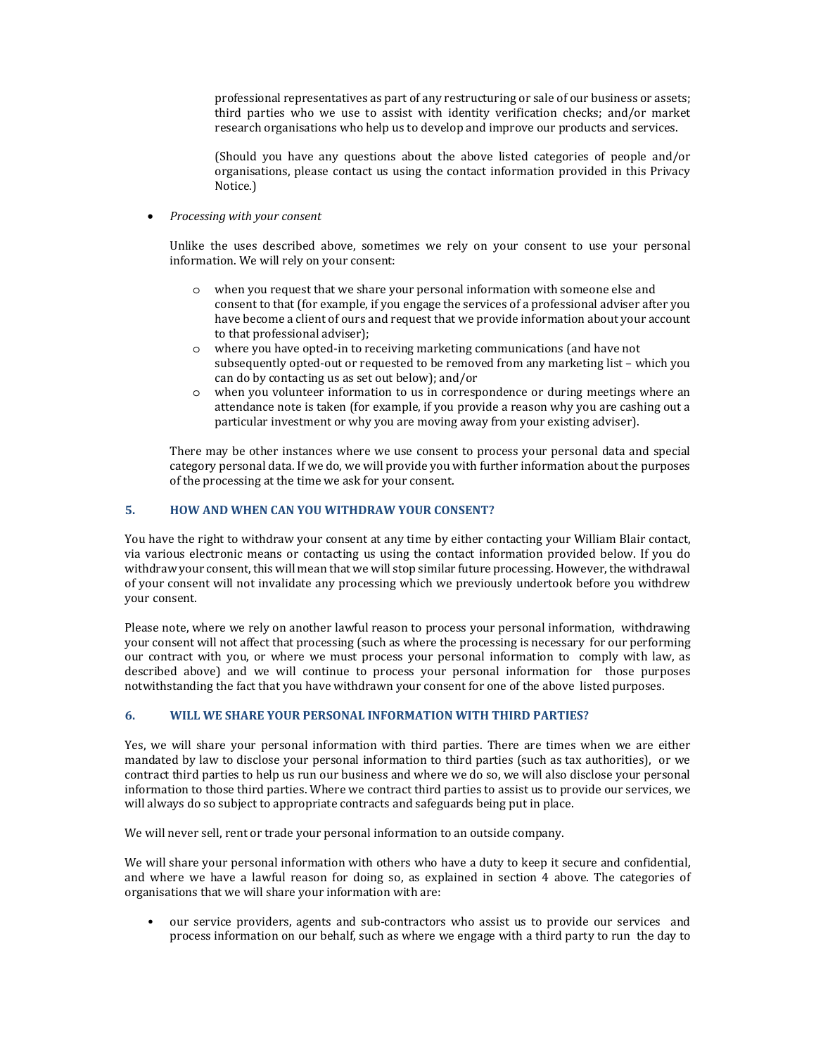professional representatives as part of any restructuring or sale of our business or assets; third parties who we use to assist with identity verification checks; and/or market research organisations who help us to develop and improve our products and services.

(Should you have any questions about the above listed categories of people and/or organisations, please contact us using the contact information provided in this Privacy Notice.)

- *Processing with your consent*

  Unlike the uses described above, sometimes we rely on your consent to use your personal information. We will rely on your consent:

  - when you request that we share your personal information with someone else and consent to that (for example, if you engage the services of a professional adviser after you have become a client of ours and request that we provide information about your account to that professional adviser);
  - where you have opted-in to receiving marketing communications (and have not subsequently opted-out or requested to be removed from any marketing list – which you can do by contacting us as set out below); and/or
  - when you volunteer information to us in correspondence or during meetings where an attendance note is taken (for example, if you provide a reason why you are cashing out a particular investment or why you are moving away from your existing adviser).

  There may be other instances where we use consent to process your personal data and special category personal data. If we do, we will provide you with further information about the purposes of the processing at the time we ask for your consent.

## 5. HOW AND WHEN CAN YOU WITHDRAW YOUR CONSENT?

You have the right to withdraw your consent at any time by either contacting your William Blair contact, via various electronic means or contacting us using the contact information provided below. If you do withdraw your consent, this will mean that we will stop similar future processing. However, the withdrawal of your consent will not invalidate any processing which we previously undertook before you withdrew your consent.

Please note, where we rely on another lawful reason to process your personal information, withdrawing your consent will not affect that processing (such as where the processing is necessary for our performing our contract with you, or where we must process your personal information to comply with law, as described above) and we will continue to process your personal information for those purposes notwithstanding the fact that you have withdrawn your consent for one of the above listed purposes.

## 6. WILL WE SHARE YOUR PERSONAL INFORMATION WITH THIRD PARTIES?

Yes, we will share your personal information with third parties. There are times when we are either mandated by law to disclose your personal information to third parties (such as tax authorities), or we contract third parties to help us run our business and where we do so, we will also disclose your personal information to those third parties. Where we contract third parties to assist us to provide our services, we will always do so subject to appropriate contracts and safeguards being put in place.

We will never sell, rent or trade your personal information to an outside company.

We will share your personal information with others who have a duty to keep it secure and confidential, and where we have a lawful reason for doing so, as explained in section 4 above. The categories of organisations that we will share your information with are:

- our service providers, agents and sub-contractors who assist us to provide our services and process information on our behalf, such as where we engage with a third party to run the day to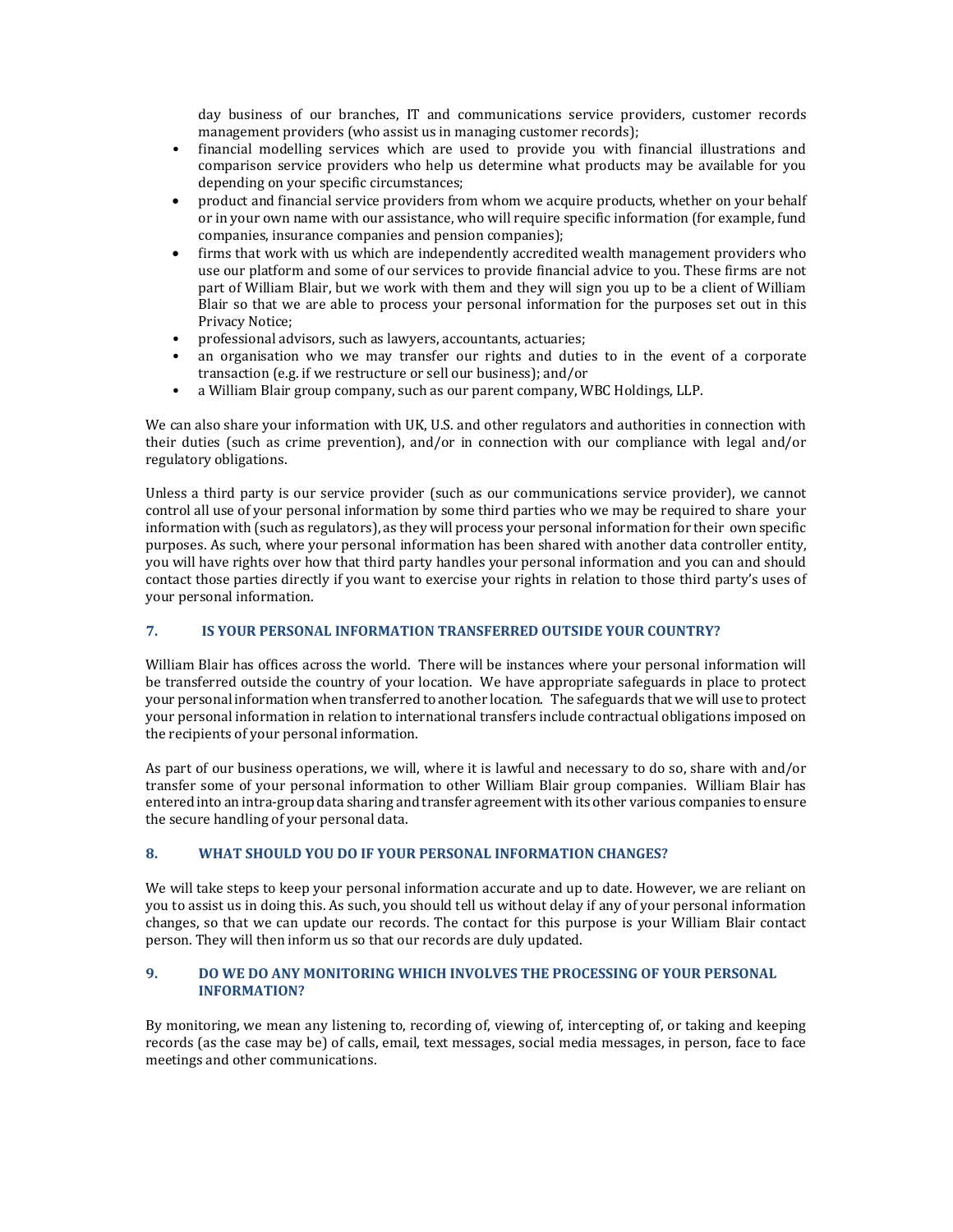day business of our branches, IT and communications service providers, customer records management providers (who assist us in managing customer records);

- financial modelling services which are used to provide you with financial illustrations and comparison service providers who help us determine what products may be available for you depending on your specific circumstances;
- product and financial service providers from whom we acquire products, whether on your behalf or in your own name with our assistance, who will require specific information (for example, fund companies, insurance companies and pension companies);
- firms that work with us which are independently accredited wealth management providers who use our platform and some of our services to provide financial advice to you. These firms are not part of William Blair, but we work with them and they will sign you up to be a client of William Blair so that we are able to process your personal information for the purposes set out in this Privacy Notice;
- professional advisors, such as lawyers, accountants, actuaries;
- an organisation who we may transfer our rights and duties to in the event of a corporate transaction (e.g. if we restructure or sell our business); and/or
- a William Blair group company, such as our parent company, WBC Holdings, LLP.

We can also share your information with UK, U.S. and other regulators and authorities in connection with their duties (such as crime prevention), and/or in connection with our compliance with legal and/or regulatory obligations.

Unless a third party is our service provider (such as our communications service provider), we cannot control all use of your personal information by some third parties who we may be required to share your information with (such as regulators), as they will process your personal information for their own specific purposes. As such, where your personal information has been shared with another data controller entity, you will have rights over how that third party handles your personal information and you can and should contact those parties directly if you want to exercise your rights in relation to those third party's uses of your personal information.

## 7. IS YOUR PERSONAL INFORMATION TRANSFERRED OUTSIDE YOUR COUNTRY?

William Blair has offices across the world. There will be instances where your personal information will be transferred outside the country of your location. We have appropriate safeguards in place to protect your personal information when transferred to another location. The safeguards that we will use to protect your personal information in relation to international transfers include contractual obligations imposed on the recipients of your personal information.

As part of our business operations, we will, where it is lawful and necessary to do so, share with and/or transfer some of your personal information to other William Blair group companies. William Blair has entered into an intra-group data sharing and transfer agreement with its other various companies to ensure the secure handling of your personal data.

## 8. WHAT SHOULD YOU DO IF YOUR PERSONAL INFORMATION CHANGES?

We will take steps to keep your personal information accurate and up to date. However, we are reliant on you to assist us in doing this. As such, you should tell us without delay if any of your personal information changes, so that we can update our records. The contact for this purpose is your William Blair contact person. They will then inform us so that our records are duly updated.

## 9. DO WE DO ANY MONITORING WHICH INVOLVES THE PROCESSING OF YOUR PERSONAL INFORMATION?

By monitoring, we mean any listening to, recording of, viewing of, intercepting of, or taking and keeping records (as the case may be) of calls, email, text messages, social media messages, in person, face to face meetings and other communications.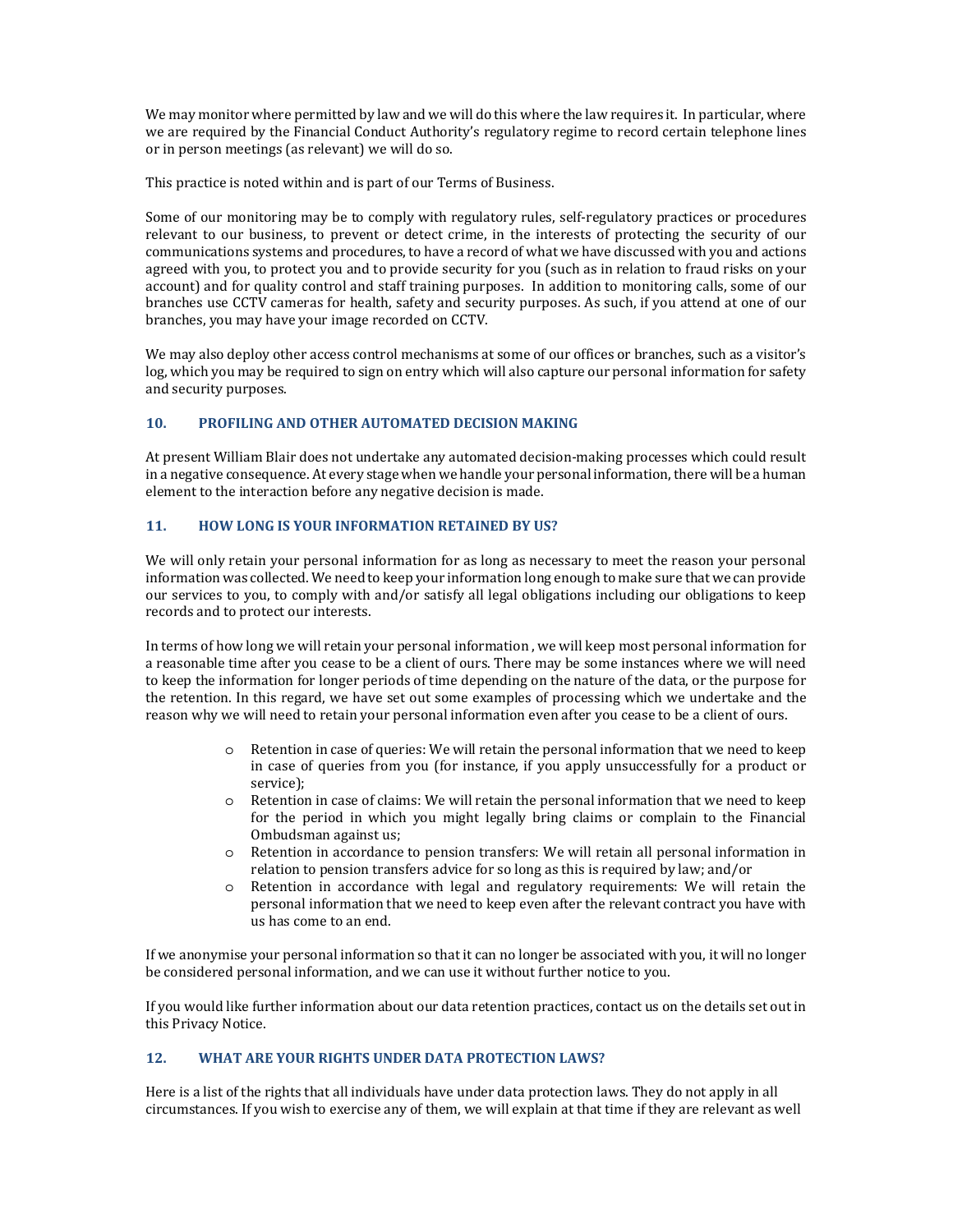We may monitor where permitted by law and we will do this where the law requires it. In particular, where we are required by the Financial Conduct Authority's regulatory regime to record certain telephone lines or in person meetings (as relevant) we will do so.

This practice is noted within and is part of our Terms of Business.

Some of our monitoring may be to comply with regulatory rules, self-regulatory practices or procedures relevant to our business, to prevent or detect crime, in the interests of protecting the security of our communications systems and procedures, to have a record of what we have discussed with you and actions agreed with you, to protect you and to provide security for you (such as in relation to fraud risks on your account) and for quality control and staff training purposes. In addition to monitoring calls, some of our branches use CCTV cameras for health, safety and security purposes. As such, if you attend at one of our branches, you may have your image recorded on CCTV.

We may also deploy other access control mechanisms at some of our offices or branches, such as a visitor's log, which you may be required to sign on entry which will also capture our personal information for safety and security purposes.

## 10. PROFILING AND OTHER AUTOMATED DECISION MAKING

At present William Blair does not undertake any automated decision-making processes which could result in a negative consequence. At every stage when we handle your personal information, there will be a human element to the interaction before any negative decision is made.

## 11. HOW LONG IS YOUR INFORMATION RETAINED BY US?

We will only retain your personal information for as long as necessary to meet the reason your personal information was collected. We need to keep your information long enough to make sure that we can provide our services to you, to comply with and/or satisfy all legal obligations including our obligations to keep records and to protect our interests.

In terms of how long we will retain your personal information , we will keep most personal information for a reasonable time after you cease to be a client of ours. There may be some instances where we will need to keep the information for longer periods of time depending on the nature of the data, or the purpose for the retention. In this regard, we have set out some examples of processing which we undertake and the reason why we will need to retain your personal information even after you cease to be a client of ours.

- Retention in case of queries: We will retain the personal information that we need to keep in case of queries from you (for instance, if you apply unsuccessfully for a product or service);
- Retention in case of claims: We will retain the personal information that we need to keep for the period in which you might legally bring claims or complain to the Financial Ombudsman against us;
- Retention in accordance to pension transfers: We will retain all personal information in relation to pension transfers advice for so long as this is required by law; and/or
- Retention in accordance with legal and regulatory requirements: We will retain the personal information that we need to keep even after the relevant contract you have with us has come to an end.

If we anonymise your personal information so that it can no longer be associated with you, it will no longer be considered personal information, and we can use it without further notice to you.

If you would like further information about our data retention practices, contact us on the details set out in this Privacy Notice.

## 12. WHAT ARE YOUR RIGHTS UNDER DATA PROTECTION LAWS?

Here is a list of the rights that all individuals have under data protection laws. They do not apply in all circumstances. If you wish to exercise any of them, we will explain at that time if they are relevant as well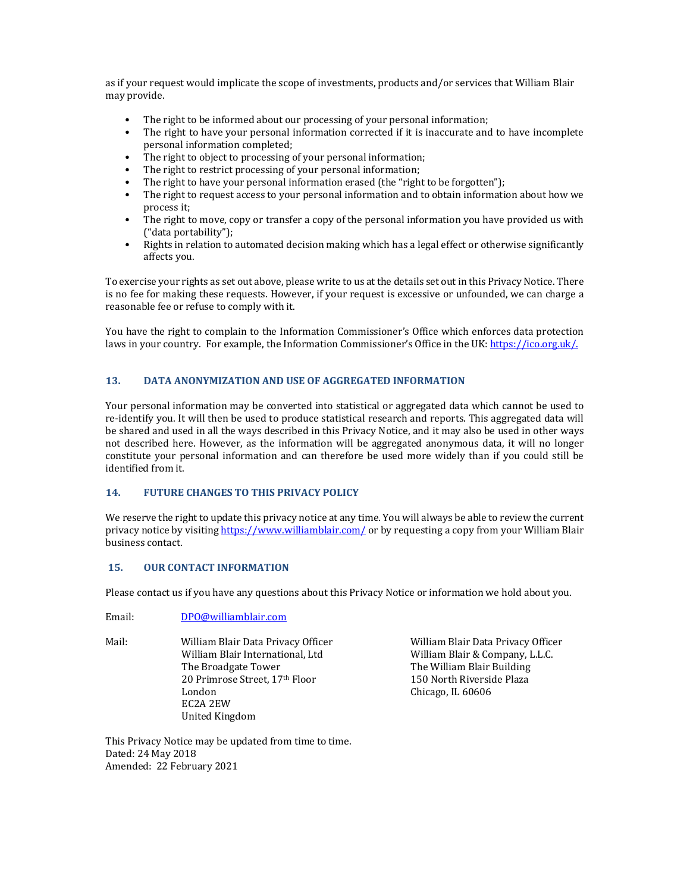as if your request would implicate the scope of investments, products and/or services that William Blair may provide.

- The right to be informed about our processing of your personal information;
- The right to have your personal information corrected if it is inaccurate and to have incomplete personal information completed;
- The right to object to processing of your personal information;
- The right to restrict processing of your personal information;
- The right to have your personal information erased (the "right to be forgotten");
- The right to request access to your personal information and to obtain information about how we process it;
- The right to move, copy or transfer a copy of the personal information you have provided us with ("data portability");
- Rights in relation to automated decision making which has a legal effect or otherwise significantly affects you.

To exercise your rights as set out above, please write to us at the details set out in this Privacy Notice. There is no fee for making these requests. However, if your request is excessive or unfounded, we can charge a reasonable fee or refuse to comply with it.

You have the right to complain to the Information Commissioner's Office which enforces data protection laws in your country. For example, the Information Commissioner's Office in the UK: [https://ico.org.uk/.](https://ico.org.uk/)

## 13. DATA ANONYMIZATION AND USE OF AGGREGATED INFORMATION

Your personal information may be converted into statistical or aggregated data which cannot be used to re-identify you. It will then be used to produce statistical research and reports. This aggregated data will be shared and used in all the ways described in this Privacy Notice, and it may also be used in other ways not described here. However, as the information will be aggregated anonymous data, it will no longer constitute your personal information and can therefore be used more widely than if you could still be identified from it.

## 14. FUTURE CHANGES TO THIS PRIVACY POLICY

We reserve the right to update this privacy notice at any time. You will always be able to review the current privacy notice by visiting [https://www.williamblair.com/](https://www.williamblair.com/) or by requesting a copy from your William Blair business contact.

## 15. OUR CONTACT INFORMATION

Please contact us if you have any questions about this Privacy Notice or information we hold about you.

Email: [DPO@williamblair.com](mailto:DPO@williamblair.com)

Mail:

William Blair Data Privacy Officer
William Blair International, Ltd
The Broadgate Tower
20 Primrose Street, 17th Floor
London
EC2A 2EW
United Kingdom

William Blair Data Privacy Officer
William Blair & Company, L.L.C.
The William Blair Building
150 North Riverside Plaza
Chicago, IL 60606

This Privacy Notice may be updated from time to time.
Dated: 24 May 2018
Amended: 22 February 2021